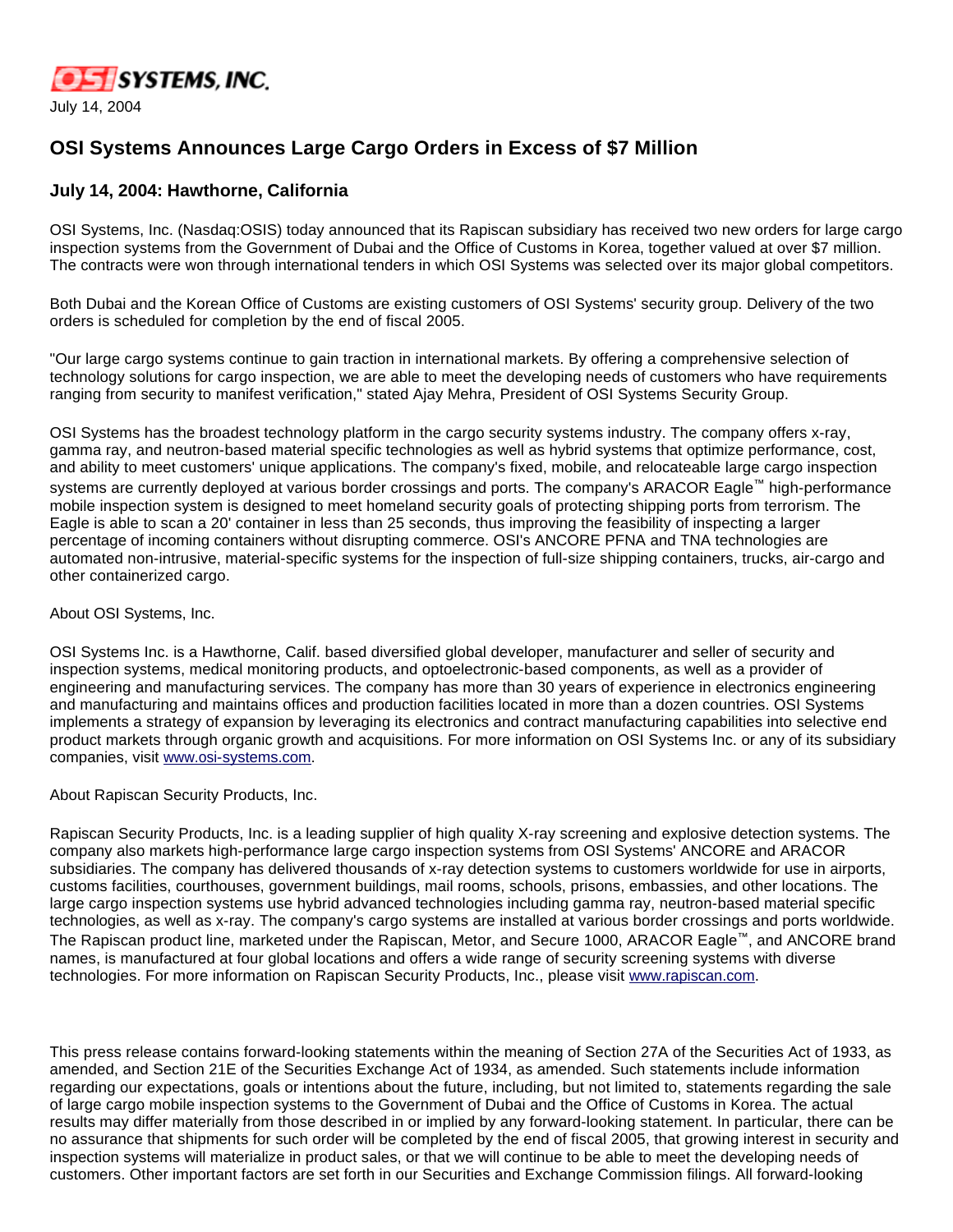OSI SYSTEMS, INC.

July 14, 2004

# OSI Systems Announces Large Cargo Orders in Excess of $7 Million

### July 14, 2004: Hawthorne, California

OSI Systems, Inc. (Nasdaq:OSIS) today announced that its Rapiscan subsidiary has received two new orders for large cargo inspection systems from the Government of Dubai and the Office of Customs in Korea, together valued at over $7 million. The contracts were won through international tenders in which OSI Systems was selected over its major global competitors.

Both Dubai and the Korean Office of Customs are existing customers of OSI Systems' security group. Delivery of the two orders is scheduled for completion by the end of fiscal 2005.

"Our large cargo systems continue to gain traction in international markets. By offering a comprehensive selection of technology solutions for cargo inspection, we are able to meet the developing needs of customers who have requirements ranging from security to manifest verification," stated Ajay Mehra, President of OSI Systems Security Group.

OSI Systems has the broadest technology platform in the cargo security systems industry. The company offers x-ray, gamma ray, and neutron-based material specific technologies as well as hybrid systems that optimize performance, cost, and ability to meet customers' unique applications. The company's fixed, mobile, and relocateable large cargo inspection systems are currently deployed at various border crossings and ports. The company's ARACOR Eagle™ high-performance mobile inspection system is designed to meet homeland security goals of protecting shipping ports from terrorism. The Eagle is able to scan a 20' container in less than 25 seconds, thus improving the feasibility of inspecting a larger percentage of incoming containers without disrupting commerce. OSI's ANCORE PFNA and TNA technologies are automated non-intrusive, material-specific systems for the inspection of full-size shipping containers, trucks, air-cargo and other containerized cargo.

About OSI Systems, Inc.

OSI Systems Inc. is a Hawthorne, Calif. based diversified global developer, manufacturer and seller of security and inspection systems, medical monitoring products, and optoelectronic-based components, as well as a provider of engineering and manufacturing services. The company has more than 30 years of experience in electronics engineering and manufacturing and maintains offices and production facilities located in more than a dozen countries. OSI Systems implements a strategy of expansion by leveraging its electronics and contract manufacturing capabilities into selective end product markets through organic growth and acquisitions. For more information on OSI Systems Inc. or any of its subsidiary companies, visit www.osi-systems.com.

About Rapiscan Security Products, Inc.

Rapiscan Security Products, Inc. is a leading supplier of high quality X-ray screening and explosive detection systems. The company also markets high-performance large cargo inspection systems from OSI Systems' ANCORE and ARACOR subsidiaries. The company has delivered thousands of x-ray detection systems to customers worldwide for use in airports, customs facilities, courthouses, government buildings, mail rooms, schools, prisons, embassies, and other locations. The large cargo inspection systems use hybrid advanced technologies including gamma ray, neutron-based material specific technologies, as well as x-ray. The company's cargo systems are installed at various border crossings and ports worldwide. The Rapiscan product line, marketed under the Rapiscan, Metor, and Secure 1000, ARACOR Eagle™, and ANCORE brand names, is manufactured at four global locations and offers a wide range of security screening systems with diverse technologies. For more information on Rapiscan Security Products, Inc., please visit www.rapiscan.com.

This press release contains forward-looking statements within the meaning of Section 27A of the Securities Act of 1933, as amended, and Section 21E of the Securities Exchange Act of 1934, as amended. Such statements include information regarding our expectations, goals or intentions about the future, including, but not limited to, statements regarding the sale of large cargo mobile inspection systems to the Government of Dubai and the Office of Customs in Korea. The actual results may differ materially from those described in or implied by any forward-looking statement. In particular, there can be no assurance that shipments for such order will be completed by the end of fiscal 2005, that growing interest in security and inspection systems will materialize in product sales, or that we will continue to be able to meet the developing needs of customers. Other important factors are set forth in our Securities and Exchange Commission filings. All forward-looking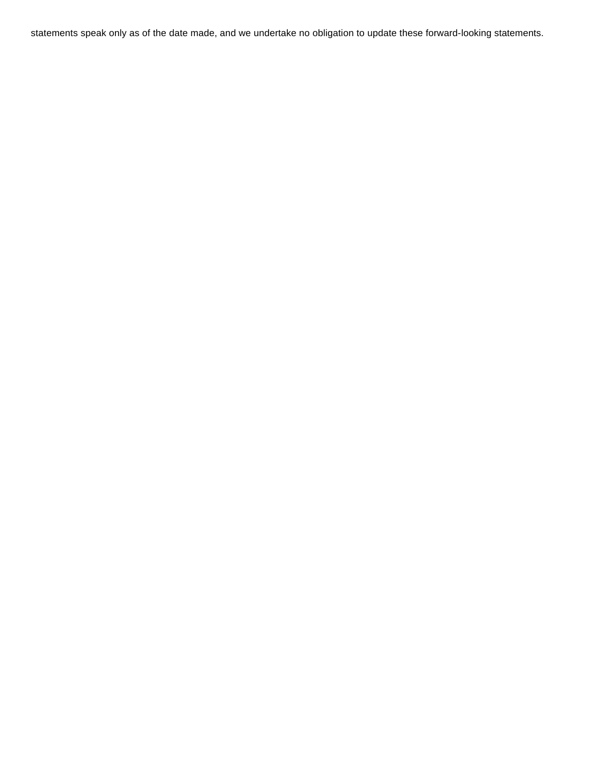statements speak only as of the date made, and we undertake no obligation to update these forward-looking statements.